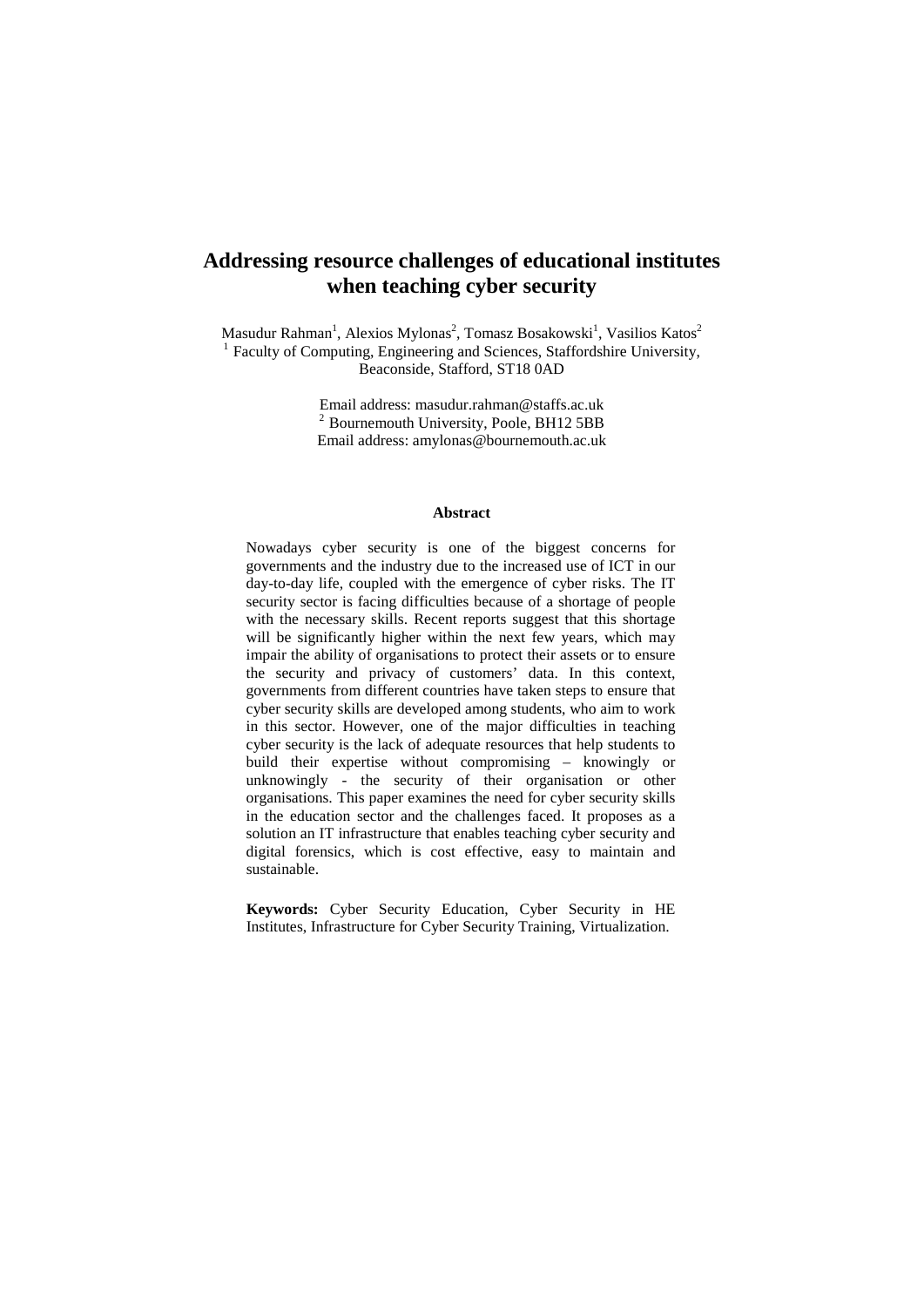# Addressing resource challenges of educational institutes when teaching cyber security

Masudur Rahman[1], Alexios Mylonas[2], Tomasz Bosakowski[1], Vasilios Katos[2]

[1] Faculty of Computing, Engineering and Sciences, Staffordshire University, Beaconside, Stafford, ST18 0AD

Email address: masudur.rahman@staffs.ac.uk

[2] Bournemouth University, Poole, BH12 5BB

Email address: amylonas@bournemouth.ac.uk

### Abstract

Nowadays cyber security is one of the biggest concerns for governments and the industry due to the increased use of ICT in our day-to-day life, coupled with the emergence of cyber risks. The IT security sector is facing difficulties because of a shortage of people with the necessary skills. Recent reports suggest that this shortage will be significantly higher within the next few years, which may impair the ability of organisations to protect their assets or to ensure the security and privacy of customers' data. In this context, governments from different countries have taken steps to ensure that cyber security skills are developed among students, who aim to work in this sector. However, one of the major difficulties in teaching cyber security is the lack of adequate resources that help students to build their expertise without compromising – knowingly or unknowingly - the security of their organisation or other organisations. This paper examines the need for cyber security skills in the education sector and the challenges faced. It proposes as a solution an IT infrastructure that enables teaching cyber security and digital forensics, which is cost effective, easy to maintain and sustainable.

**Keywords:** Cyber Security Education, Cyber Security in HE Institutes, Infrastructure for Cyber Security Training, Virtualization.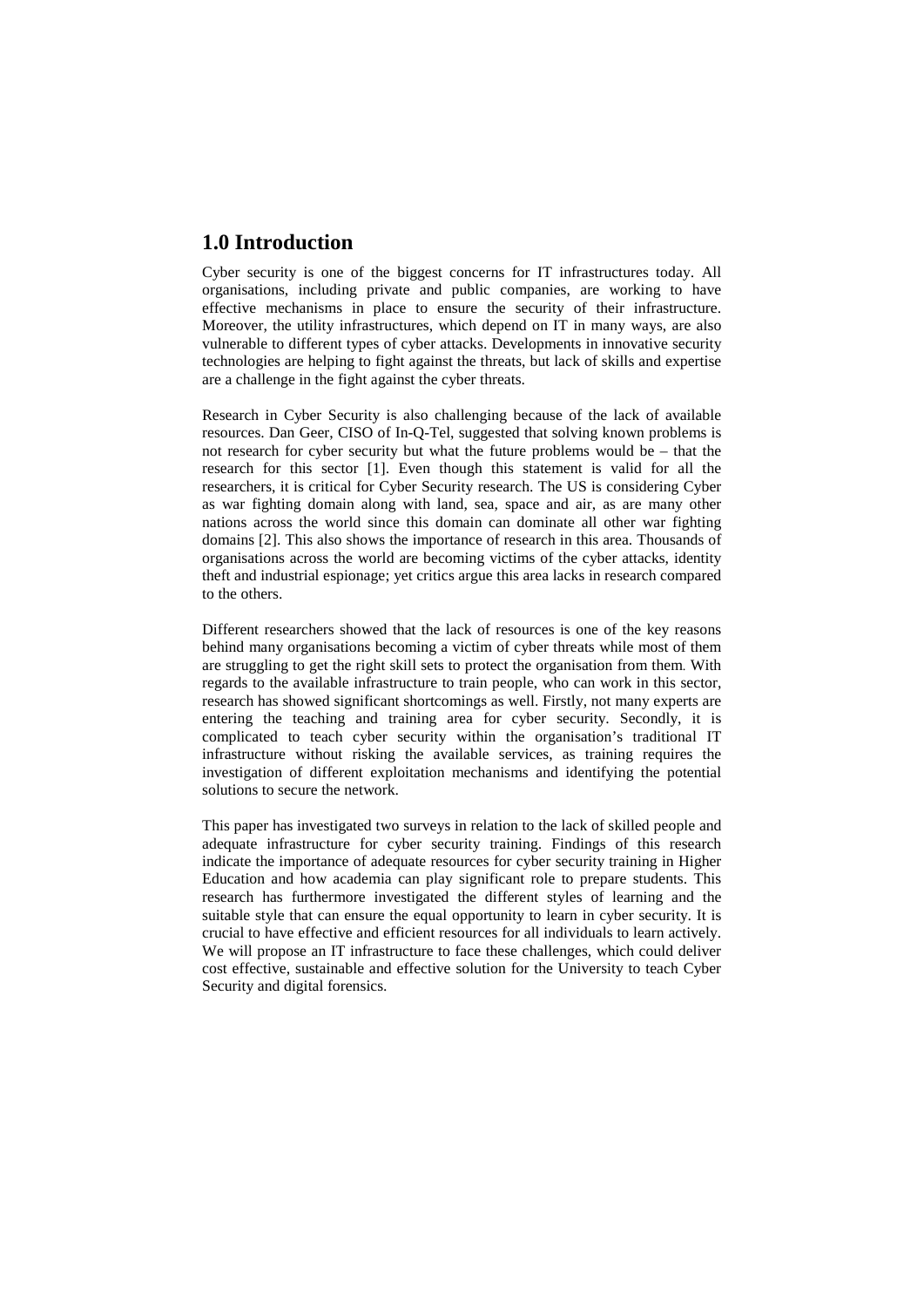## 1.0 Introduction

Cyber security is one of the biggest concerns for IT infrastructures today. All organisations, including private and public companies, are working to have effective mechanisms in place to ensure the security of their infrastructure. Moreover, the utility infrastructures, which depend on IT in many ways, are also vulnerable to different types of cyber attacks. Developments in innovative security technologies are helping to fight against the threats, but lack of skills and expertise are a challenge in the fight against the cyber threats.

Research in Cyber Security is also challenging because of the lack of available resources. Dan Geer, CISO of In-Q-Tel, suggested that solving known problems is not research for cyber security but what the future problems would be – that the research for this sector [1]. Even though this statement is valid for all the researchers, it is critical for Cyber Security research. The US is considering Cyber as war fighting domain along with land, sea, space and air, as are many other nations across the world since this domain can dominate all other war fighting domains [2]. This also shows the importance of research in this area. Thousands of organisations across the world are becoming victims of the cyber attacks, identity theft and industrial espionage; yet critics argue this area lacks in research compared to the others.

Different researchers showed that the lack of resources is one of the key reasons behind many organisations becoming a victim of cyber threats while most of them are struggling to get the right skill sets to protect the organisation from them. With regards to the available infrastructure to train people, who can work in this sector, research has showed significant shortcomings as well. Firstly, not many experts are entering the teaching and training area for cyber security. Secondly, it is complicated to teach cyber security within the organisation's traditional IT infrastructure without risking the available services, as training requires the investigation of different exploitation mechanisms and identifying the potential solutions to secure the network.

This paper has investigated two surveys in relation to the lack of skilled people and adequate infrastructure for cyber security training. Findings of this research indicate the importance of adequate resources for cyber security training in Higher Education and how academia can play significant role to prepare students. This research has furthermore investigated the different styles of learning and the suitable style that can ensure the equal opportunity to learn in cyber security. It is crucial to have effective and efficient resources for all individuals to learn actively. We will propose an IT infrastructure to face these challenges, which could deliver cost effective, sustainable and effective solution for the University to teach Cyber Security and digital forensics.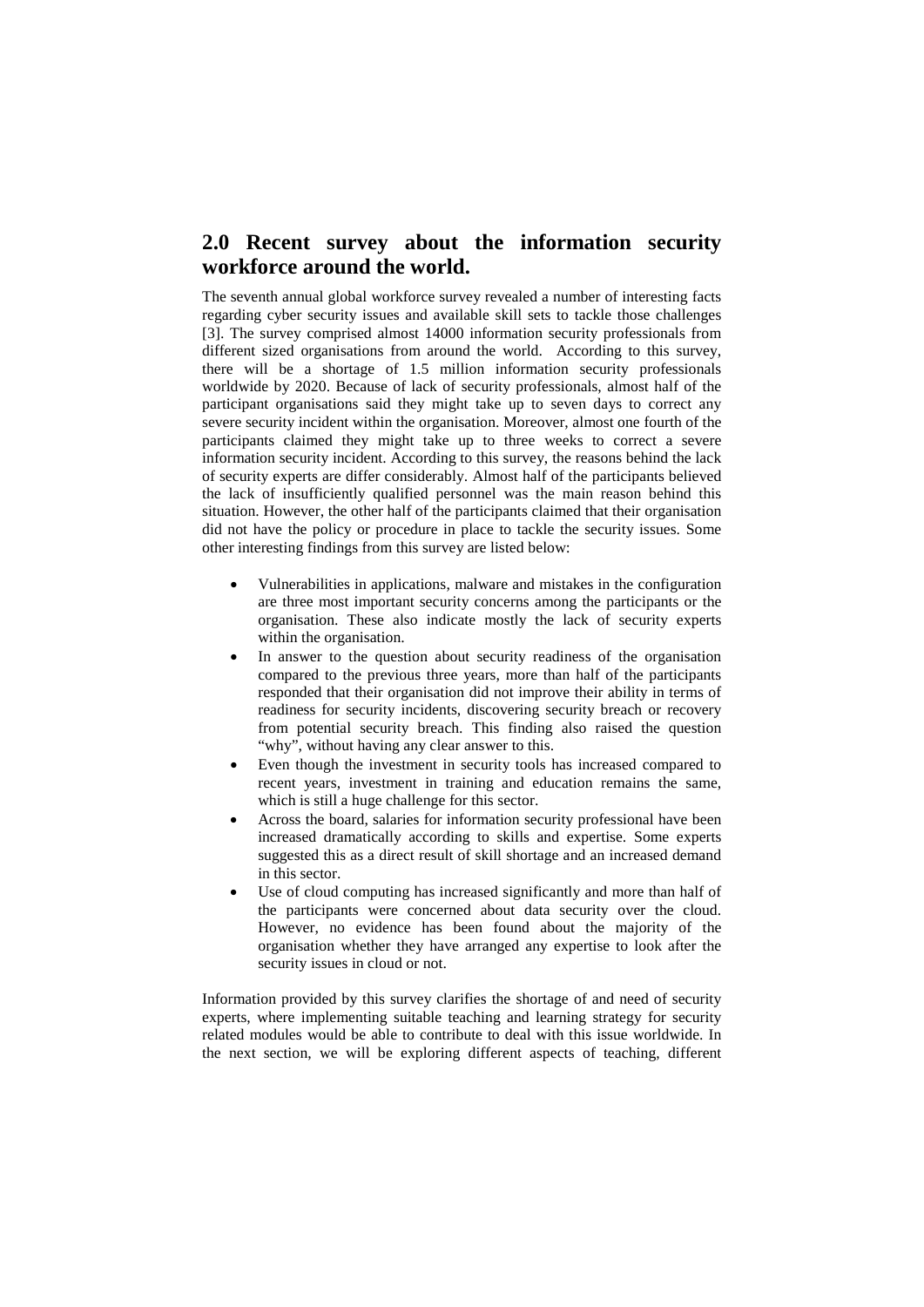## 2.0 Recent survey about the information security workforce around the world.

The seventh annual global workforce survey revealed a number of interesting facts regarding cyber security issues and available skill sets to tackle those challenges [3]. The survey comprised almost 14000 information security professionals from different sized organisations from around the world. According to this survey, there will be a shortage of 1.5 million information security professionals worldwide by 2020. Because of lack of security professionals, almost half of the participant organisations said they might take up to seven days to correct any severe security incident within the organisation. Moreover, almost one fourth of the participants claimed they might take up to three weeks to correct a severe information security incident. According to this survey, the reasons behind the lack of security experts are differ considerably. Almost half of the participants believed the lack of insufficiently qualified personnel was the main reason behind this situation. However, the other half of the participants claimed that their organisation did not have the policy or procedure in place to tackle the security issues. Some other interesting findings from this survey are listed below:

- Vulnerabilities in applications, malware and mistakes in the configuration are three most important security concerns among the participants or the organisation. These also indicate mostly the lack of security experts within the organisation.
- In answer to the question about security readiness of the organisation compared to the previous three years, more than half of the participants responded that their organisation did not improve their ability in terms of readiness for security incidents, discovering security breach or recovery from potential security breach. This finding also raised the question "why", without having any clear answer to this.
- Even though the investment in security tools has increased compared to recent years, investment in training and education remains the same, which is still a huge challenge for this sector.
- Across the board, salaries for information security professional have been increased dramatically according to skills and expertise. Some experts suggested this as a direct result of skill shortage and an increased demand in this sector.
- Use of cloud computing has increased significantly and more than half of the participants were concerned about data security over the cloud. However, no evidence has been found about the majority of the organisation whether they have arranged any expertise to look after the security issues in cloud or not.

Information provided by this survey clarifies the shortage of and need of security experts, where implementing suitable teaching and learning strategy for security related modules would be able to contribute to deal with this issue worldwide. In the next section, we will be exploring different aspects of teaching, different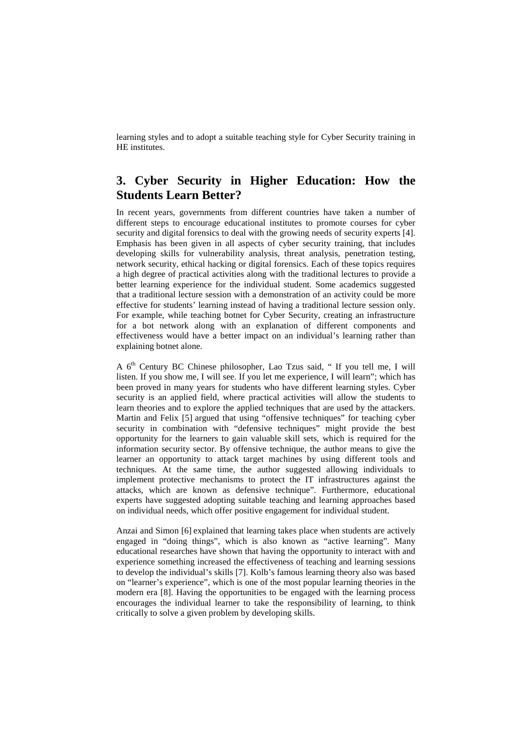learning styles and to adopt a suitable teaching style for Cyber Security training in HE institutes.

## 3. Cyber Security in Higher Education: How the Students Learn Better?

In recent years, governments from different countries have taken a number of different steps to encourage educational institutes to promote courses for cyber security and digital forensics to deal with the growing needs of security experts [4]. Emphasis has been given in all aspects of cyber security training, that includes developing skills for vulnerability analysis, threat analysis, penetration testing, network security, ethical hacking or digital forensics. Each of these topics requires a high degree of practical activities along with the traditional lectures to provide a better learning experience for the individual student. Some academics suggested that a traditional lecture session with a demonstration of an activity could be more effective for students' learning instead of having a traditional lecture session only. For example, while teaching botnet for Cyber Security, creating an infrastructure for a bot network along with an explanation of different components and effectiveness would have a better impact on an individual's learning rather than explaining botnet alone.

A 6th Century BC Chinese philosopher, Lao Tzus said, " If you tell me, I will listen. If you show me, I will see. If you let me experience, I will learn"; which has been proved in many years for students who have different learning styles. Cyber security is an applied field, where practical activities will allow the students to learn theories and to explore the applied techniques that are used by the attackers. Martin and Felix [5] argued that using "offensive techniques" for teaching cyber security in combination with "defensive techniques" might provide the best opportunity for the learners to gain valuable skill sets, which is required for the information security sector. By offensive technique, the author means to give the learner an opportunity to attack target machines by using different tools and techniques. At the same time, the author suggested allowing individuals to implement protective mechanisms to protect the IT infrastructures against the attacks, which are known as defensive technique". Furthermore, educational experts have suggested adopting suitable teaching and learning approaches based on individual needs, which offer positive engagement for individual student.

Anzai and Simon [6] explained that learning takes place when students are actively engaged in "doing things", which is also known as "active learning". Many educational researches have shown that having the opportunity to interact with and experience something increased the effectiveness of teaching and learning sessions to develop the individual's skills [7]. Kolb's famous learning theory also was based on "learner's experience", which is one of the most popular learning theories in the modern era [8]. Having the opportunities to be engaged with the learning process encourages the individual learner to take the responsibility of learning, to think critically to solve a given problem by developing skills.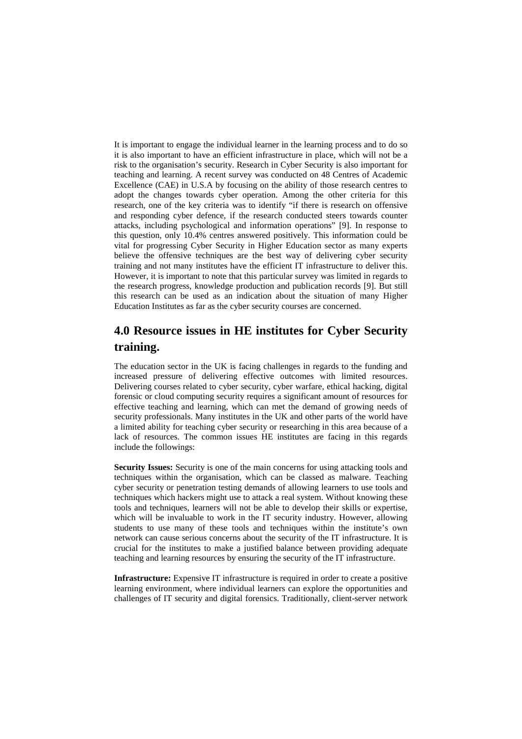It is important to engage the individual learner in the learning process and to do so it is also important to have an efficient infrastructure in place, which will not be a risk to the organisation's security. Research in Cyber Security is also important for teaching and learning. A recent survey was conducted on 48 Centres of Academic Excellence (CAE) in U.S.A by focusing on the ability of those research centres to adopt the changes towards cyber operation. Among the other criteria for this research, one of the key criteria was to identify "if there is research on offensive and responding cyber defence, if the research conducted steers towards counter attacks, including psychological and information operations" [9]. In response to this question, only 10.4% centres answered positively. This information could be vital for progressing Cyber Security in Higher Education sector as many experts believe the offensive techniques are the best way of delivering cyber security training and not many institutes have the efficient IT infrastructure to deliver this. However, it is important to note that this particular survey was limited in regards to the research progress, knowledge production and publication records [9]. But still this research can be used as an indication about the situation of many Higher Education Institutes as far as the cyber security courses are concerned.

## 4.0 Resource issues in HE institutes for Cyber Security training.

The education sector in the UK is facing challenges in regards to the funding and increased pressure of delivering effective outcomes with limited resources. Delivering courses related to cyber security, cyber warfare, ethical hacking, digital forensic or cloud computing security requires a significant amount of resources for effective teaching and learning, which can met the demand of growing needs of security professionals. Many institutes in the UK and other parts of the world have a limited ability for teaching cyber security or researching in this area because of a lack of resources. The common issues HE institutes are facing in this regards include the followings:

**Security Issues:** Security is one of the main concerns for using attacking tools and techniques within the organisation, which can be classed as malware. Teaching cyber security or penetration testing demands of allowing learners to use tools and techniques which hackers might use to attack a real system. Without knowing these tools and techniques, learners will not be able to develop their skills or expertise, which will be invaluable to work in the IT security industry. However, allowing students to use many of these tools and techniques within the institute's own network can cause serious concerns about the security of the IT infrastructure. It is crucial for the institutes to make a justified balance between providing adequate teaching and learning resources by ensuring the security of the IT infrastructure.

**Infrastructure:** Expensive IT infrastructure is required in order to create a positive learning environment, where individual learners can explore the opportunities and challenges of IT security and digital forensics. Traditionally, client-server network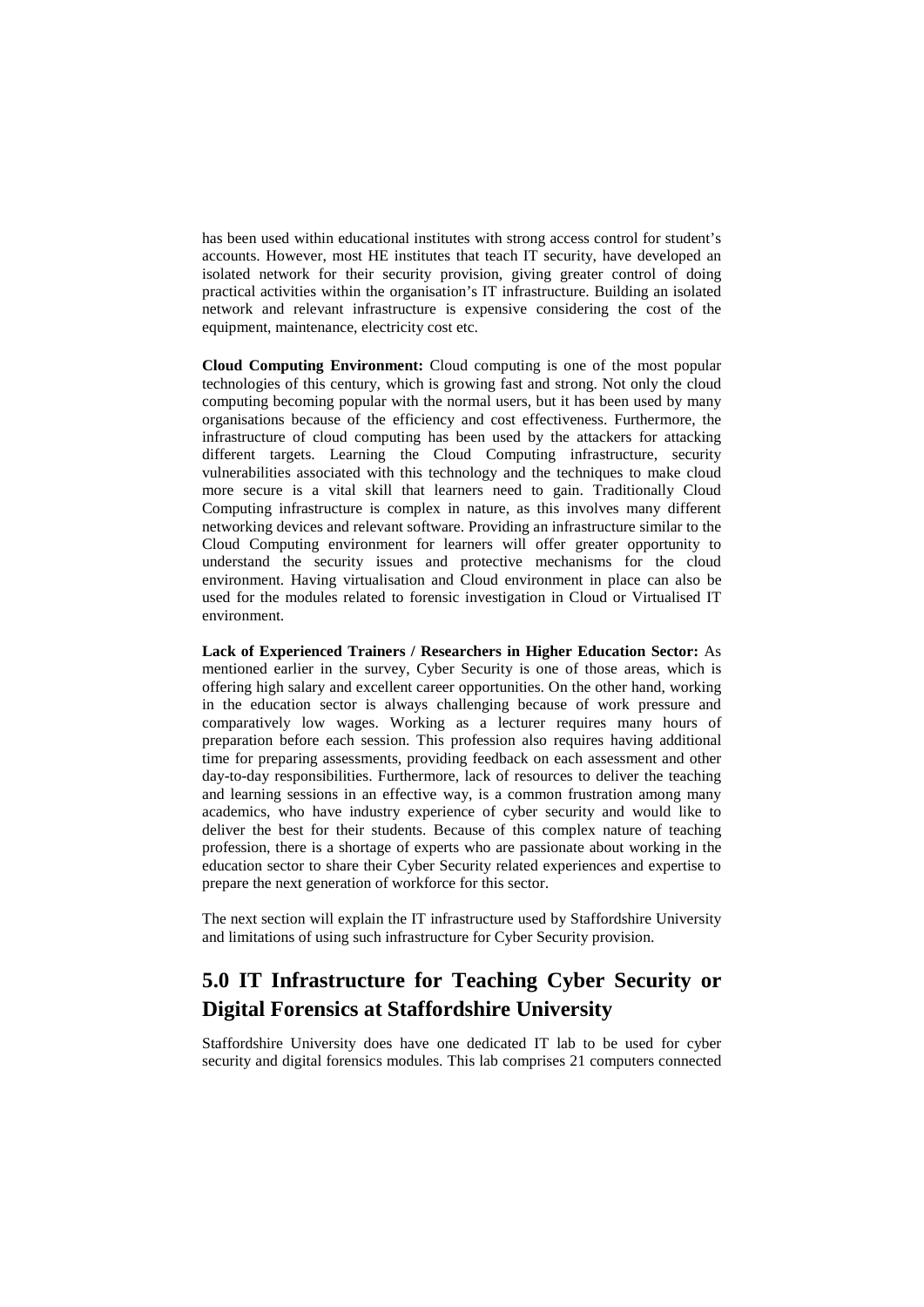has been used within educational institutes with strong access control for student's accounts. However, most HE institutes that teach IT security, have developed an isolated network for their security provision, giving greater control of doing practical activities within the organisation's IT infrastructure. Building an isolated network and relevant infrastructure is expensive considering the cost of the equipment, maintenance, electricity cost etc.

**Cloud Computing Environment:** Cloud computing is one of the most popular technologies of this century, which is growing fast and strong. Not only the cloud computing becoming popular with the normal users, but it has been used by many organisations because of the efficiency and cost effectiveness. Furthermore, the infrastructure of cloud computing has been used by the attackers for attacking different targets. Learning the Cloud Computing infrastructure, security vulnerabilities associated with this technology and the techniques to make cloud more secure is a vital skill that learners need to gain. Traditionally Cloud Computing infrastructure is complex in nature, as this involves many different networking devices and relevant software. Providing an infrastructure similar to the Cloud Computing environment for learners will offer greater opportunity to understand the security issues and protective mechanisms for the cloud environment. Having virtualisation and Cloud environment in place can also be used for the modules related to forensic investigation in Cloud or Virtualised IT environment.

**Lack of Experienced Trainers / Researchers in Higher Education Sector:** As mentioned earlier in the survey, Cyber Security is one of those areas, which is offering high salary and excellent career opportunities. On the other hand, working in the education sector is always challenging because of work pressure and comparatively low wages. Working as a lecturer requires many hours of preparation before each session. This profession also requires having additional time for preparing assessments, providing feedback on each assessment and other day-to-day responsibilities. Furthermore, lack of resources to deliver the teaching and learning sessions in an effective way, is a common frustration among many academics, who have industry experience of cyber security and would like to deliver the best for their students. Because of this complex nature of teaching profession, there is a shortage of experts who are passionate about working in the education sector to share their Cyber Security related experiences and expertise to prepare the next generation of workforce for this sector.

The next section will explain the IT infrastructure used by Staffordshire University and limitations of using such infrastructure for Cyber Security provision.

## 5.0 IT Infrastructure for Teaching Cyber Security or Digital Forensics at Staffordshire University

Staffordshire University does have one dedicated IT lab to be used for cyber security and digital forensics modules. This lab comprises 21 computers connected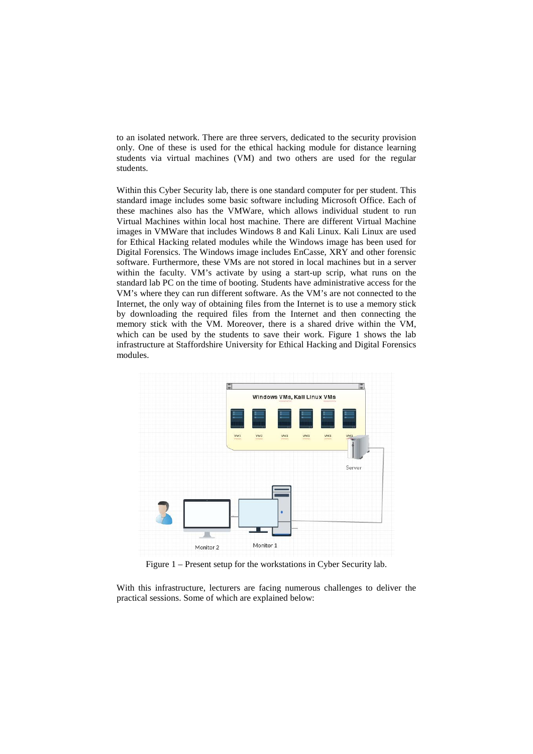to an isolated network. There are three servers, dedicated to the security provision only. One of these is used for the ethical hacking module for distance learning students via virtual machines (VM) and two others are used for the regular students.

Within this Cyber Security lab, there is one standard computer for per student. This standard image includes some basic software including Microsoft Office. Each of these machines also has the VMWare, which allows individual student to run Virtual Machines within local host machine. There are different Virtual Machine images in VMWare that includes Windows 8 and Kali Linux. Kali Linux are used for Ethical Hacking related modules while the Windows image has been used for Digital Forensics. The Windows image includes EnCasse, XRY and other forensic software. Furthermore, these VMs are not stored in local machines but in a server within the faculty. VM's activate by using a start-up scrip, what runs on the standard lab PC on the time of booting. Students have administrative access for the VM's where they can run different software. As the VM's are not connected to the Internet, the only way of obtaining files from the Internet is to use a memory stick by downloading the required files from the Internet and then connecting the memory stick with the VM. Moreover, there is a shared drive within the VM, which can be used by the students to save their work. Figure 1 shows the lab infrastructure at Staffordshire University for Ethical Hacking and Digital Forensics modules.

Figure 1 – Present setup for the workstations in Cyber Security lab.

With this infrastructure, lecturers are facing numerous challenges to deliver the practical sessions. Some of which are explained below: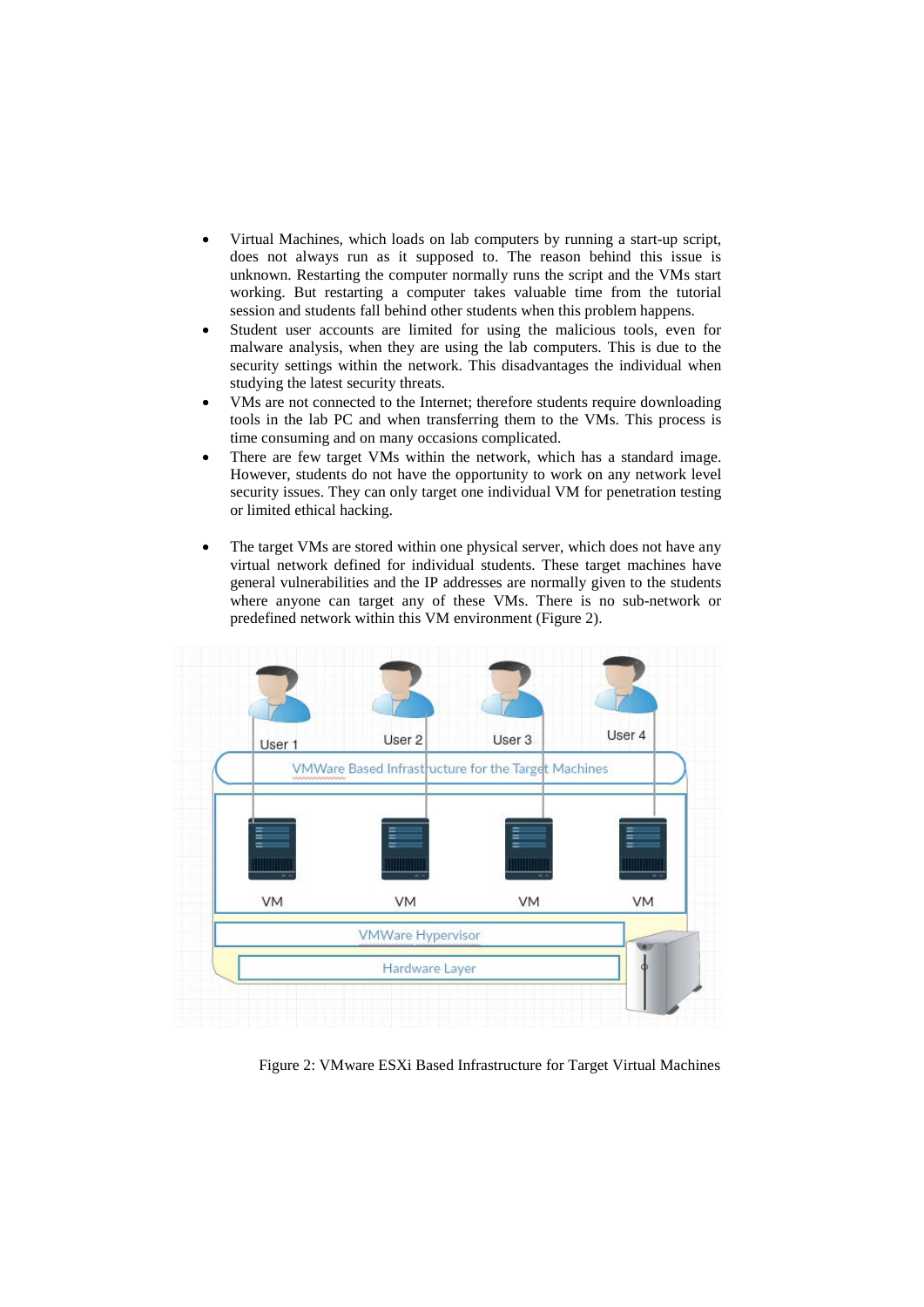- Virtual Machines, which loads on lab computers by running a start-up script, does not always run as it supposed to. The reason behind this issue is unknown. Restarting the computer normally runs the script and the VMs start working. But restarting a computer takes valuable time from the tutorial session and students fall behind other students when this problem happens.
- Student user accounts are limited for using the malicious tools, even for malware analysis, when they are using the lab computers. This is due to the security settings within the network. This disadvantages the individual when studying the latest security threats.
- VMs are not connected to the Internet; therefore students require downloading tools in the lab PC and when transferring them to the VMs. This process is time consuming and on many occasions complicated.
- There are few target VMs within the network, which has a standard image. However, students do not have the opportunity to work on any network level security issues. They can only target one individual VM for penetration testing or limited ethical hacking.
- The target VMs are stored within one physical server, which does not have any virtual network defined for individual students. These target machines have general vulnerabilities and the IP addresses are normally given to the students where anyone can target any of these VMs. There is no sub-network or predefined network within this VM environment (Figure 2).

Figure 2: VMware ESXi Based Infrastructure for Target Virtual Machines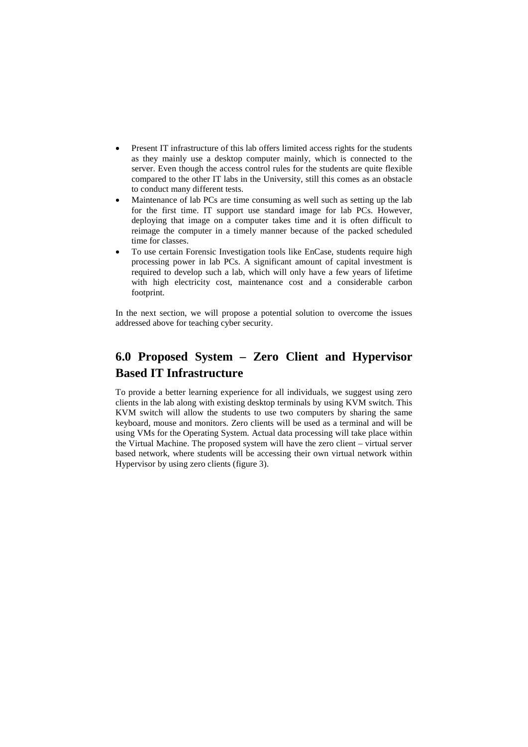- Present IT infrastructure of this lab offers limited access rights for the students as they mainly use a desktop computer mainly, which is connected to the server. Even though the access control rules for the students are quite flexible compared to the other IT labs in the University, still this comes as an obstacle to conduct many different tests.
- Maintenance of lab PCs are time consuming as well such as setting up the lab for the first time. IT support use standard image for lab PCs. However, deploying that image on a computer takes time and it is often difficult to reimage the computer in a timely manner because of the packed scheduled time for classes.
- To use certain Forensic Investigation tools like EnCase, students require high processing power in lab PCs. A significant amount of capital investment is required to develop such a lab, which will only have a few years of lifetime with high electricity cost, maintenance cost and a considerable carbon footprint.

In the next section, we will propose a potential solution to overcome the issues addressed above for teaching cyber security.

## 6.0 Proposed System – Zero Client and Hypervisor Based IT Infrastructure

To provide a better learning experience for all individuals, we suggest using zero clients in the lab along with existing desktop terminals by using KVM switch. This KVM switch will allow the students to use two computers by sharing the same keyboard, mouse and monitors. Zero clients will be used as a terminal and will be using VMs for the Operating System. Actual data processing will take place within the Virtual Machine. The proposed system will have the zero client – virtual server based network, where students will be accessing their own virtual network within Hypervisor by using zero clients (figure 3).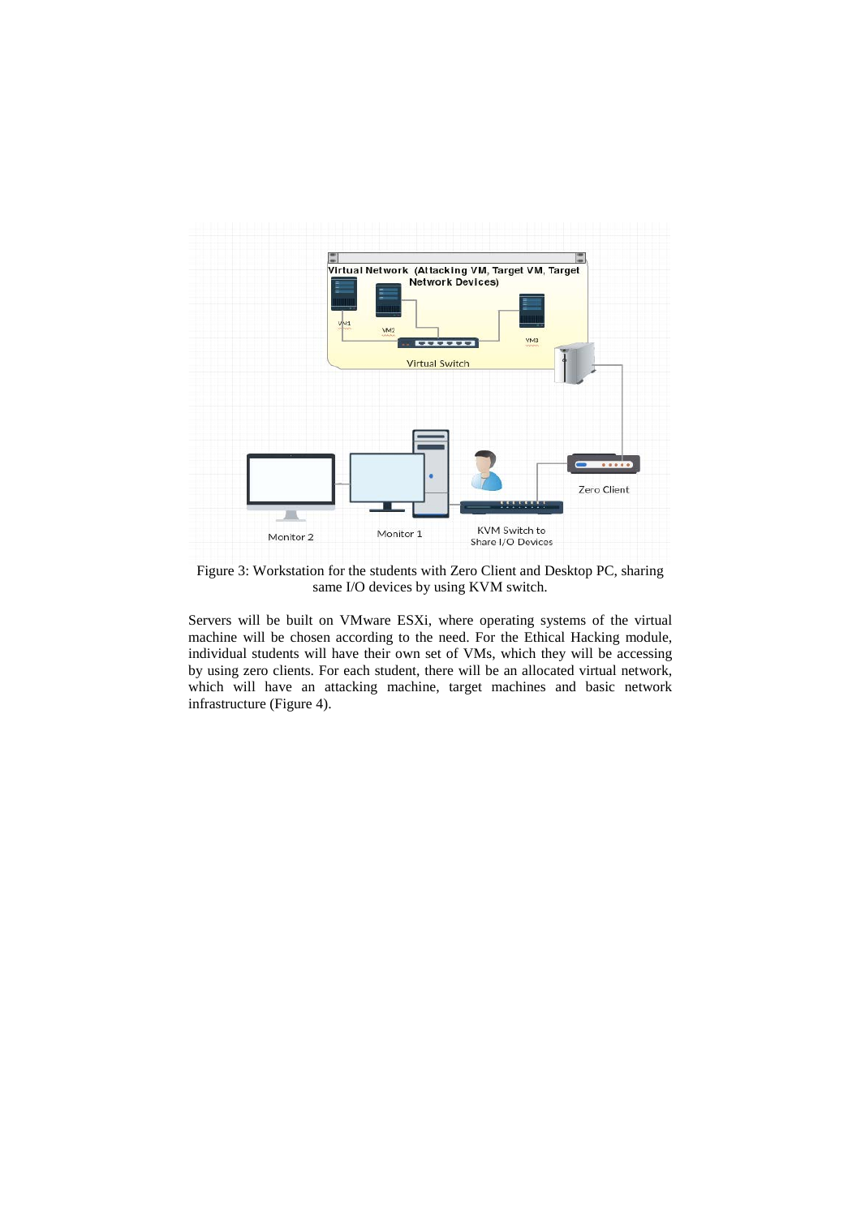Figure 3: Workstation for the students with Zero Client and Desktop PC, sharing same I/O devices by using KVM switch.

Servers will be built on VMware ESXi, where operating systems of the virtual machine will be chosen according to the need. For the Ethical Hacking module, individual students will have their own set of VMs, which they will be accessing by using zero clients. For each student, there will be an allocated virtual network, which will have an attacking machine, target machines and basic network infrastructure (Figure 4).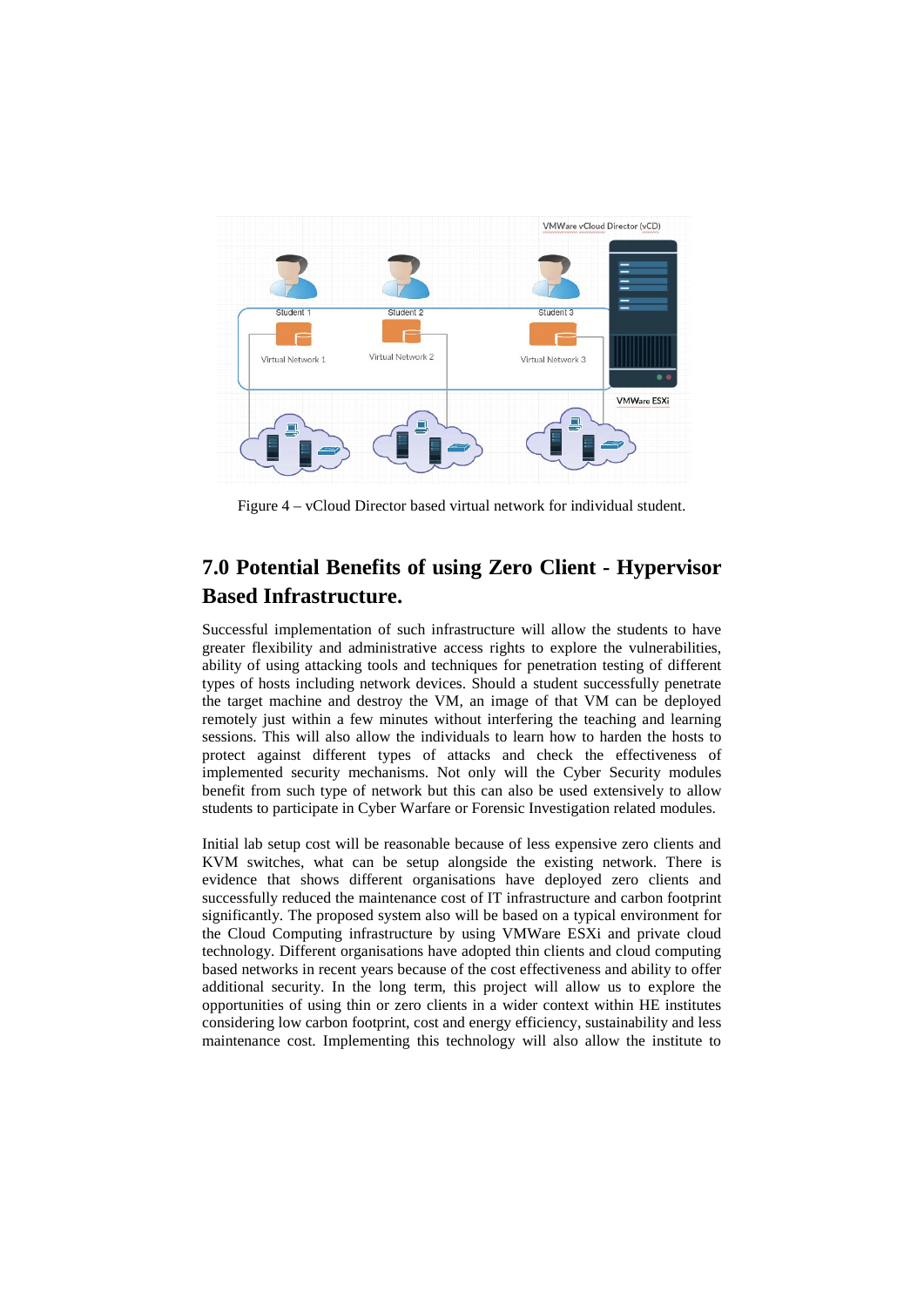Figure 4 – vCloud Director based virtual network for individual student.

## 7.0 Potential Benefits of using Zero Client - Hypervisor Based Infrastructure.

Successful implementation of such infrastructure will allow the students to have greater flexibility and administrative access rights to explore the vulnerabilities, ability of using attacking tools and techniques for penetration testing of different types of hosts including network devices. Should a student successfully penetrate the target machine and destroy the VM, an image of that VM can be deployed remotely just within a few minutes without interfering the teaching and learning sessions. This will also allow the individuals to learn how to harden the hosts to protect against different types of attacks and check the effectiveness of implemented security mechanisms. Not only will the Cyber Security modules benefit from such type of network but this can also be used extensively to allow students to participate in Cyber Warfare or Forensic Investigation related modules.

Initial lab setup cost will be reasonable because of less expensive zero clients and KVM switches, what can be setup alongside the existing network. There is evidence that shows different organisations have deployed zero clients and successfully reduced the maintenance cost of IT infrastructure and carbon footprint significantly. The proposed system also will be based on a typical environment for the Cloud Computing infrastructure by using VMWare ESXi and private cloud technology. Different organisations have adopted thin clients and cloud computing based networks in recent years because of the cost effectiveness and ability to offer additional security. In the long term, this project will allow us to explore the opportunities of using thin or zero clients in a wider context within HE institutes considering low carbon footprint, cost and energy efficiency, sustainability and less maintenance cost. Implementing this technology will also allow the institute to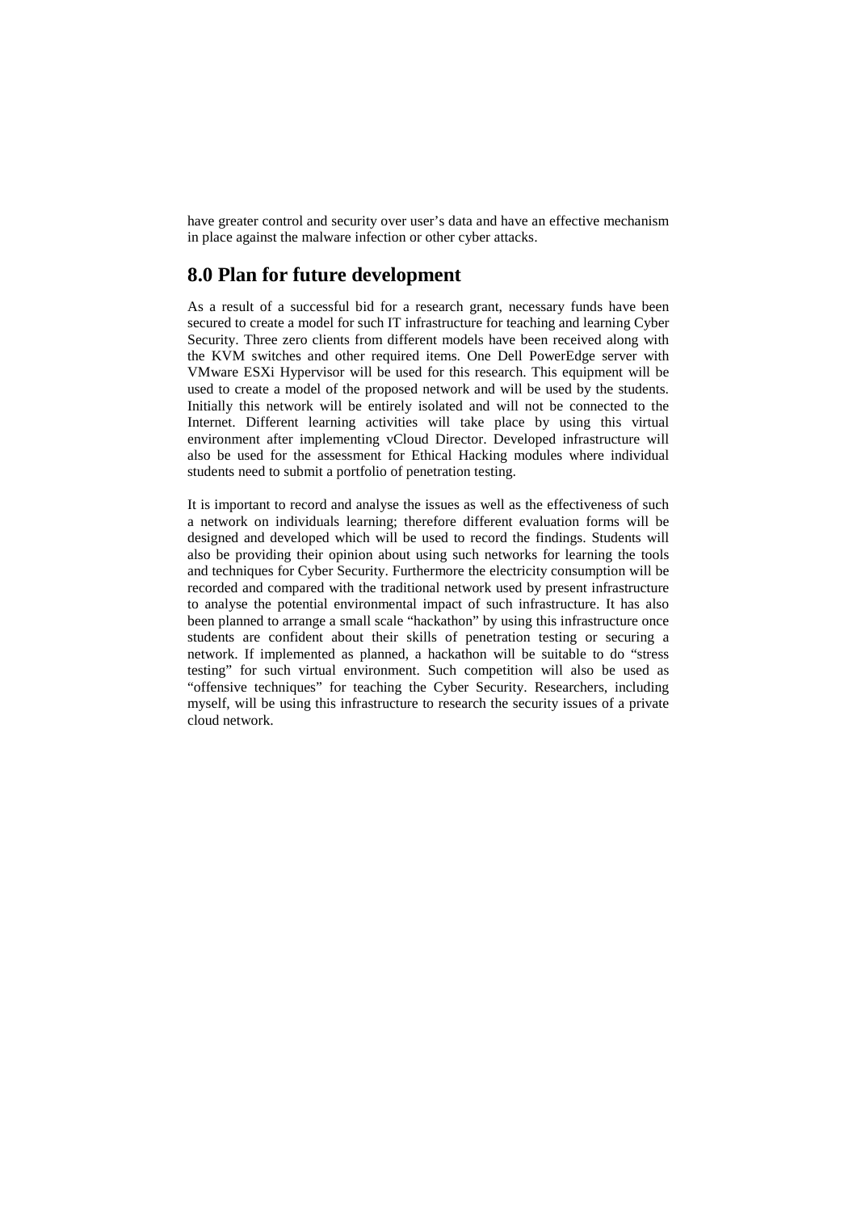have greater control and security over user's data and have an effective mechanism in place against the malware infection or other cyber attacks.

## 8.0 Plan for future development

As a result of a successful bid for a research grant, necessary funds have been secured to create a model for such IT infrastructure for teaching and learning Cyber Security. Three zero clients from different models have been received along with the KVM switches and other required items. One Dell PowerEdge server with VMware ESXi Hypervisor will be used for this research. This equipment will be used to create a model of the proposed network and will be used by the students. Initially this network will be entirely isolated and will not be connected to the Internet. Different learning activities will take place by using this virtual environment after implementing vCloud Director. Developed infrastructure will also be used for the assessment for Ethical Hacking modules where individual students need to submit a portfolio of penetration testing.

It is important to record and analyse the issues as well as the effectiveness of such a network on individuals learning; therefore different evaluation forms will be designed and developed which will be used to record the findings. Students will also be providing their opinion about using such networks for learning the tools and techniques for Cyber Security. Furthermore the electricity consumption will be recorded and compared with the traditional network used by present infrastructure to analyse the potential environmental impact of such infrastructure. It has also been planned to arrange a small scale "hackathon" by using this infrastructure once students are confident about their skills of penetration testing or securing a network. If implemented as planned, a hackathon will be suitable to do "stress testing" for such virtual environment. Such competition will also be used as "offensive techniques" for teaching the Cyber Security. Researchers, including myself, will be using this infrastructure to research the security issues of a private cloud network.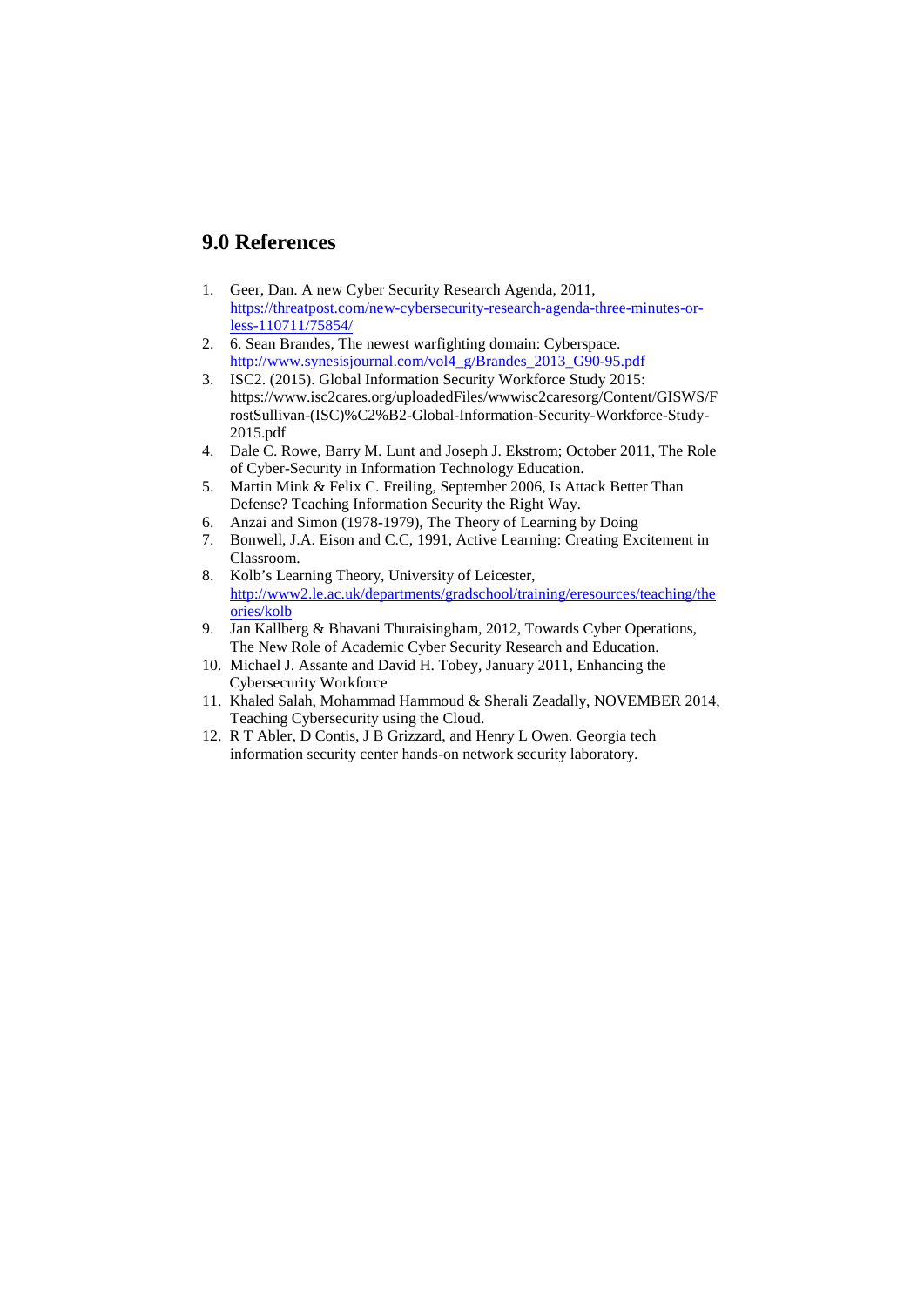## 9.0 References

1. Geer, Dan. A new Cyber Security Research Agenda, 2011, https://threatpost.com/new-cybersecurity-research-agenda-three-minutes-or-less-110711/75854/
2. 6. Sean Brandes, The newest warfighting domain: Cyberspace. http://www.synesisjournal.com/vol4_g/Brandes_2013_G90-95.pdf
3. ISC2. (2015). Global Information Security Workforce Study 2015: https://www.isc2cares.org/uploadedFiles/wwwisc2caresorg/Content/GISWS/FrostSullivan-(ISC)%C2%B2-Global-Information-Security-Workforce-Study-2015.pdf
4. Dale C. Rowe, Barry M. Lunt and Joseph J. Ekstrom; October 2011, The Role of Cyber-Security in Information Technology Education.
5. Martin Mink & Felix C. Freiling, September 2006, Is Attack Better Than Defense? Teaching Information Security the Right Way.
6. Anzai and Simon (1978-1979), The Theory of Learning by Doing
7. Bonwell, J.A. Eison and C.C, 1991, Active Learning: Creating Excitement in Classroom.
8. Kolb's Learning Theory, University of Leicester, http://www2.le.ac.uk/departments/gradschool/training/eresources/teaching/theories/kolb
9. Jan Kallberg & Bhavani Thuraisingham, 2012, Towards Cyber Operations, The New Role of Academic Cyber Security Research and Education.
10. Michael J. Assante and David H. Tobey, January 2011, Enhancing the Cybersecurity Workforce
11. Khaled Salah, Mohammad Hammoud & Sherali Zeadally, NOVEMBER 2014, Teaching Cybersecurity using the Cloud.
12. R T Abler, D Contis, J B Grizzard, and Henry L Owen. Georgia tech information security center hands-on network security laboratory.